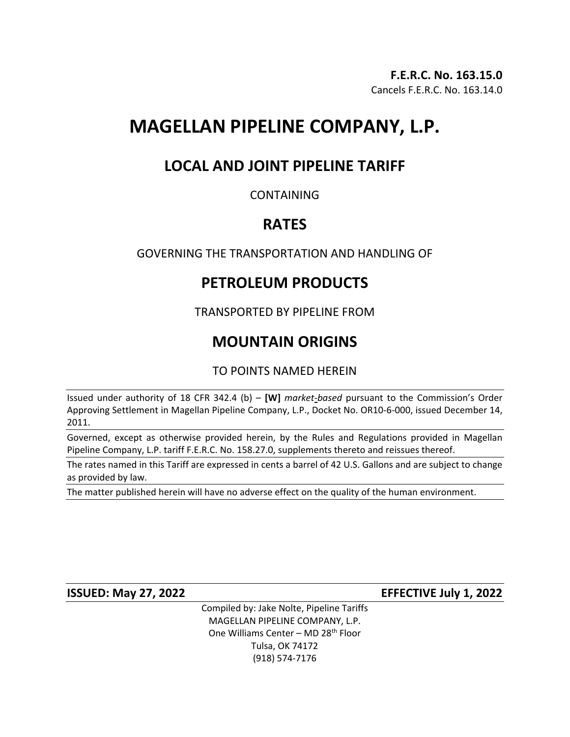**F.E.R.C. No. 163.15.0**
Cancels F.E.R.C. No. 163.14.0

# MAGELLAN PIPELINE COMPANY, L.P.

## LOCAL AND JOINT PIPELINE TARIFF

CONTAINING

## RATES

GOVERNING THE TRANSPORTATION AND HANDLING OF

## PETROLEUM PRODUCTS

TRANSPORTED BY PIPELINE FROM

## MOUNTAIN ORIGINS

TO POINTS NAMED HEREIN

Issued under authority of 18 CFR 342.4 (b) – **[W]** *market-based* pursuant to the Commission's Order Approving Settlement in Magellan Pipeline Company, L.P., Docket No. OR10-6-000, issued December 14, 2011.

Governed, except as otherwise provided herein, by the Rules and Regulations provided in Magellan Pipeline Company, L.P. tariff F.E.R.C. No. 158.27.0, supplements thereto and reissues thereof.

The rates named in this Tariff are expressed in cents a barrel of 42 U.S. Gallons and are subject to change as provided by law.

The matter published herein will have no adverse effect on the quality of the human environment.

**ISSUED: May 27, 2022** **EFFECTIVE July 1, 2022**

Compiled by: Jake Nolte, Pipeline Tariffs
MAGELLAN PIPELINE COMPANY, L.P.
One Williams Center – MD 28th Floor
Tulsa, OK 74172
(918) 574-7176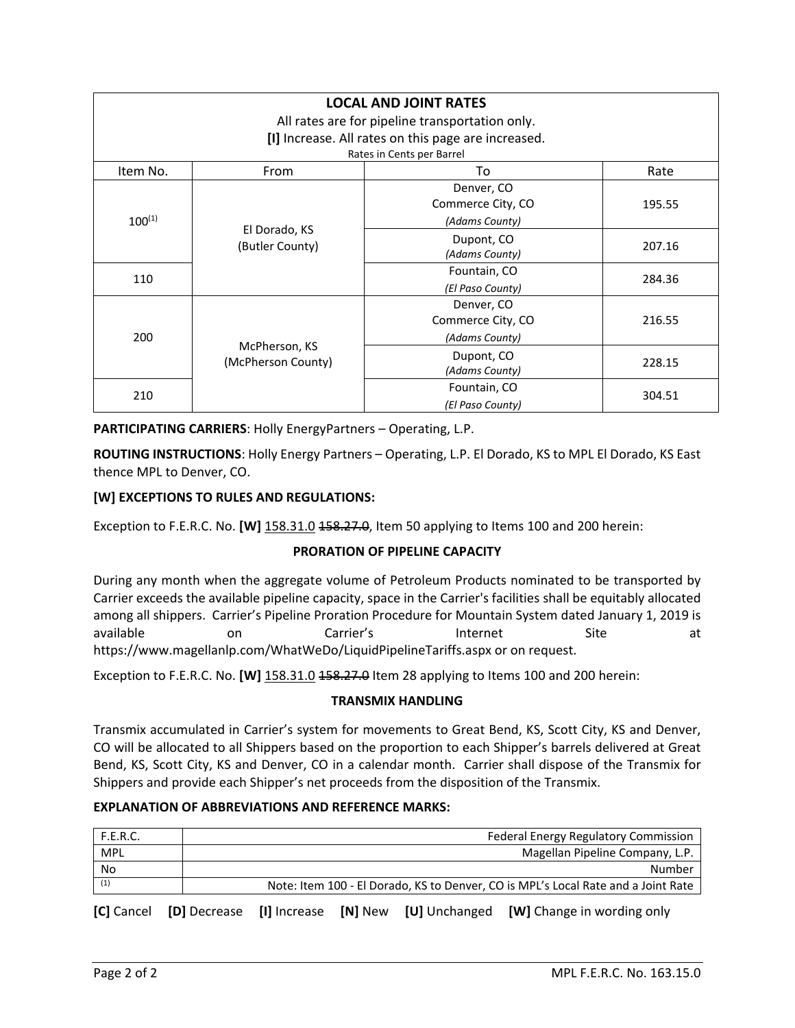| LOCAL AND JOINT RATES<br>All rates are for pipeline transportation only.<br>[I] Increase. All rates on this page are increased.<br>Rates in Cents per Barrel | | | |
|---|---|---|---|
| Item No. | From | To | Rate |
| 100[1] | El Dorado, KS (Butler County) | Denver, CO<br>Commerce City, CO<br>*(Adams County)* | 195.55 |
| | | Dupont, CO<br>*(Adams County)* | 207.16 |
| 110 | | Fountain, CO<br>*(El Paso County)* | 284.36 |
| 200 | McPherson, KS (McPherson County) | Denver, CO<br>Commerce City, CO<br>*(Adams County)* | 216.55 |
| | | Dupont, CO<br>*(Adams County)* | 228.15 |
| 210 | | Fountain, CO<br>*(El Paso County)* | 304.51 |

**PARTICIPATING CARRIERS**: Holly EnergyPartners – Operating, L.P.

**ROUTING INSTRUCTIONS**: Holly Energy Partners – Operating, L.P. El Dorado, KS to MPL El Dorado, KS East thence MPL to Denver, CO.

**[W] EXCEPTIONS TO RULES AND REGULATIONS:**

Exception to F.E.R.C. No. **[W]** 158.31.0 ~~158.27.0~~, Item 50 applying to Items 100 and 200 herein:

**PRORATION OF PIPELINE CAPACITY**

During any month when the aggregate volume of Petroleum Products nominated to be transported by Carrier exceeds the available pipeline capacity, space in the Carrier's facilities shall be equitably allocated among all shippers. Carrier's Pipeline Proration Procedure for Mountain System dated January 1, 2019 is available on Carrier's Internet Site at https://www.magellanlp.com/WhatWeDo/LiquidPipelineTariffs.aspx or on request.

Exception to F.E.R.C. No. **[W]** 158.31.0 ~~158.27.0~~ Item 28 applying to Items 100 and 200 herein:

**TRANSMIX HANDLING**

Transmix accumulated in Carrier's system for movements to Great Bend, KS, Scott City, KS and Denver, CO will be allocated to all Shippers based on the proportion to each Shipper's barrels delivered at Great Bend, KS, Scott City, KS and Denver, CO in a calendar month. Carrier shall dispose of the Transmix for Shippers and provide each Shipper's net proceeds from the disposition of the Transmix.

**EXPLANATION OF ABBREVIATIONS AND REFERENCE MARKS:**

| | |
|---|---|
| F.E.R.C. | Federal Energy Regulatory Commission |
| MPL | Magellan Pipeline Company, L.P. |
| No | Number |
| [1] | Note: Item 100 - El Dorado, KS to Denver, CO is MPL's Local Rate and a Joint Rate |

**[C]** Cancel **[D]** Decrease **[I]** Increase **[N]** New **[U]** Unchanged **[W]** Change in wording only